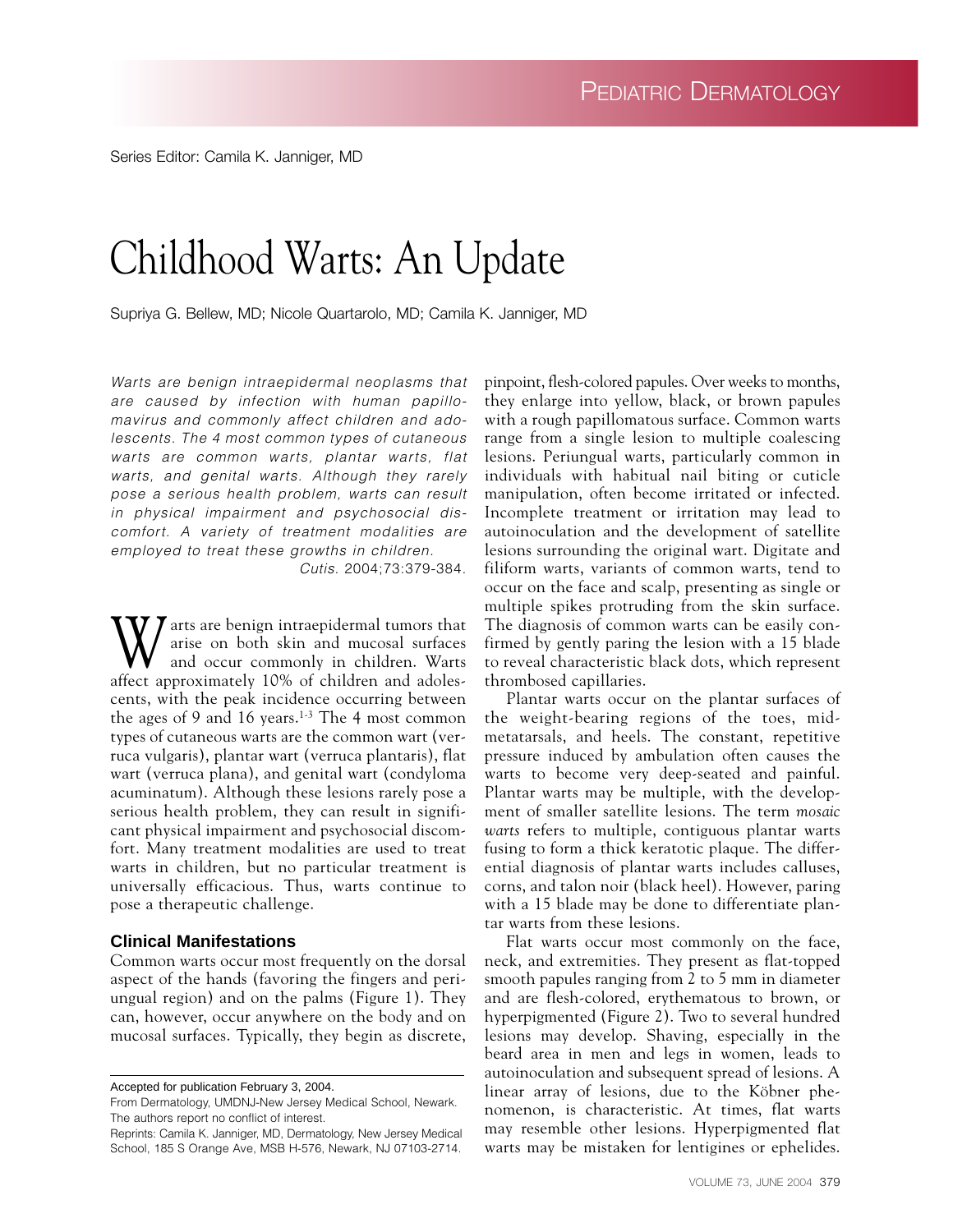Series Editor: Camila K. Janniger, MD

# Childhood Warts: An Update

Supriya G. Bellew, MD; Nicole Quartarolo, MD; Camila K. Janniger, MD

*Warts are benign intraepidermal neoplasms that are caused by infection with human papillomavirus and commonly affect children and adolescents. The 4 most common types of cutaneous warts are common warts, plantar warts, flat warts, and genital warts. Although they rarely pose a serious health problem, warts can result in physical impairment and psychosocial discomfort. A variety of treatment modalities are employed to treat these growths in children.*

*Cutis.* 2004;73:379-384.

Warts are benign intraepidermal tumors that arise on both skin and mucosal surfaces and occur commonly in children. Warts affect approximately 10% of children and adolescents, with the peak incidence occurring between the ages of 9 and 16 years.[1-3] The 4 most common types of cutaneous warts are the common wart (verruca vulgaris), plantar wart (verruca plantaris), flat wart (verruca plana), and genital wart (condyloma acuminatum). Although these lesions rarely pose a serious health problem, they can result in significant physical impairment and psychosocial discomfort. Many treatment modalities are used to treat warts in children, but no particular treatment is universally efficacious. Thus, warts continue to pose a therapeutic challenge.

## Clinical Manifestations

Common warts occur most frequently on the dorsal aspect of the hands (favoring the fingers and periungual region) and on the palms (Figure 1). They can, however, occur anywhere on the body and on mucosal surfaces. Typically, they begin as discrete, pinpoint, flesh-colored papules. Over weeks to months, they enlarge into yellow, black, or brown papules with a rough papillomatous surface. Common warts range from a single lesion to multiple coalescing lesions. Periungual warts, particularly common in individuals with habitual nail biting or cuticle manipulation, often become irritated or infected. Incomplete treatment or irritation may lead to autoinoculation and the development of satellite lesions surrounding the original wart. Digitate and filiform warts, variants of common warts, tend to occur on the face and scalp, presenting as single or multiple spikes protruding from the skin surface. The diagnosis of common warts can be easily confirmed by gently paring the lesion with a 15 blade to reveal characteristic black dots, which represent thrombosed capillaries.

Plantar warts occur on the plantar surfaces of the weight-bearing regions of the toes, midmetatarsals, and heels. The constant, repetitive pressure induced by ambulation often causes the warts to become very deep-seated and painful. Plantar warts may be multiple, with the development of smaller satellite lesions. The term *mosaic warts* refers to multiple, contiguous plantar warts fusing to form a thick keratotic plaque. The differential diagnosis of plantar warts includes calluses, corns, and talon noir (black heel). However, paring with a 15 blade may be done to differentiate plantar warts from these lesions.

Flat warts occur most commonly on the face, neck, and extremities. They present as flat-topped smooth papules ranging from 2 to 5 mm in diameter and are flesh-colored, erythematous to brown, or hyperpigmented (Figure 2). Two to several hundred lesions may develop. Shaving, especially in the beard area in men and legs in women, leads to autoinoculation and subsequent spread of lesions. A linear array of lesions, due to the Köbner phenomenon, is characteristic. At times, flat warts may resemble other lesions. Hyperpigmented flat warts may be mistaken for lentigines or ephelides.

Accepted for publication February 3, 2004.

From Dermatology, UMDNJ-New Jersey Medical School, Newark.
The authors report no conflict of interest.

Reprints: Camila K. Janniger, MD, Dermatology, New Jersey Medical School, 185 S Orange Ave, MSB H-576, Newark, NJ 07103-2714.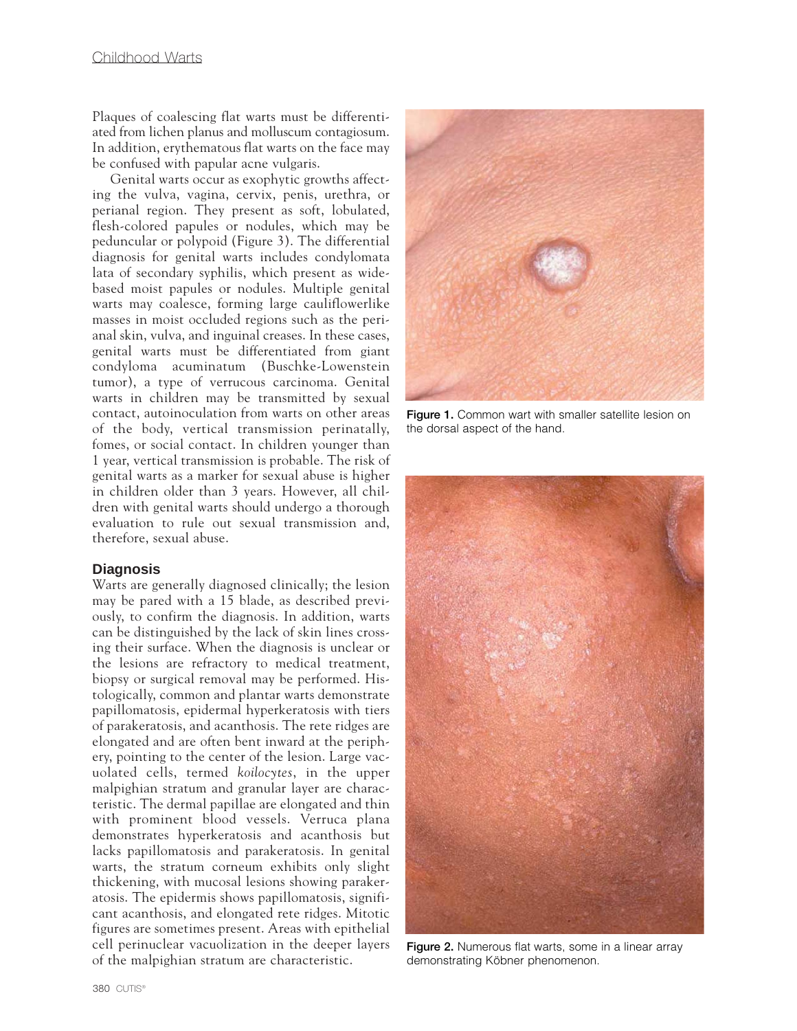Plaques of coalescing flat warts must be differentiated from lichen planus and molluscum contagiosum. In addition, erythematous flat warts on the face may be confused with papular acne vulgaris.

Genital warts occur as exophytic growths affecting the vulva, vagina, cervix, penis, urethra, or perianal region. They present as soft, lobulated, flesh-colored papules or nodules, which may be peduncular or polypoid (Figure 3). The differential diagnosis for genital warts includes condylomata lata of secondary syphilis, which present as wide-based moist papules or nodules. Multiple genital warts may coalesce, forming large cauliflowerlike masses in moist occluded regions such as the perianal skin, vulva, and inguinal creases. In these cases, genital warts must be differentiated from giant condyloma acuminatum (Buschke-Lowenstein tumor), a type of verrucous carcinoma. Genital warts in children may be transmitted by sexual contact, autoinoculation from warts on other areas of the body, vertical transmission perinatally, fomes, or social contact. In children younger than 1 year, vertical transmission is probable. The risk of genital warts as a marker for sexual abuse is higher in children older than 3 years. However, all children with genital warts should undergo a thorough evaluation to rule out sexual transmission and, therefore, sexual abuse.

## Diagnosis

Warts are generally diagnosed clinically; the lesion may be pared with a 15 blade, as described previously, to confirm the diagnosis. In addition, warts can be distinguished by the lack of skin lines crossing their surface. When the diagnosis is unclear or the lesions are refractory to medical treatment, biopsy or surgical removal may be performed. Histologically, common and plantar warts demonstrate papillomatosis, epidermal hyperkeratosis with tiers of parakeratosis, and acanthosis. The rete ridges are elongated and are often bent inward at the periphery, pointing to the center of the lesion. Large vacuolated cells, termed *koilocytes*, in the upper malpighian stratum and granular layer are characteristic. The dermal papillae are elongated and thin with prominent blood vessels. Verruca plana demonstrates hyperkeratosis and acanthosis but lacks papillomatosis and parakeratosis. In genital warts, the stratum corneum exhibits only slight thickening, with mucosal lesions showing parakeratosis. The epidermis shows papillomatosis, significant acanthosis, and elongated rete ridges. Mitotic figures are sometimes present. Areas with epithelial cell perinuclear vacuolization in the deeper layers of the malpighian stratum are characteristic.

**Figure 1.** Common wart with smaller satellite lesion on the dorsal aspect of the hand.

**Figure 2.** Numerous flat warts, some in a linear array demonstrating Köbner phenomenon.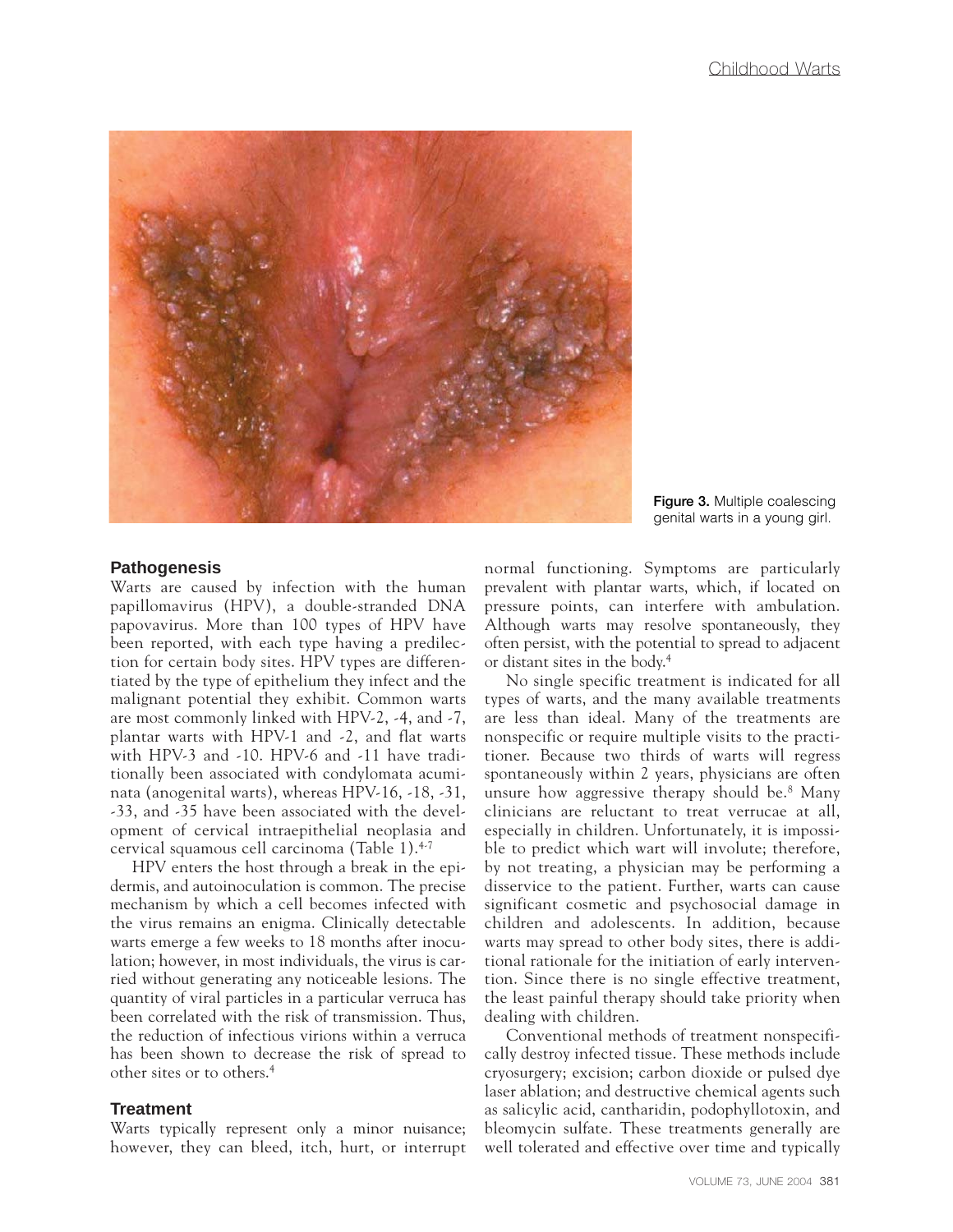Figure 3. Multiple coalescing genital warts in a young girl.

## Pathogenesis

Warts are caused by infection with the human papillomavirus (HPV), a double-stranded DNA papovavirus. More than 100 types of HPV have been reported, with each type having a predilection for certain body sites. HPV types are differentiated by the type of epithelium they infect and the malignant potential they exhibit. Common warts are most commonly linked with HPV-2, -4, and -7, plantar warts with HPV-1 and -2, and flat warts with HPV-3 and -10. HPV-6 and -11 have traditionally been associated with condylomata acuminata (anogenital warts), whereas HPV-16, -18, -31, -33, and -35 have been associated with the development of cervical intraepithelial neoplasia and cervical squamous cell carcinoma (Table 1).[4-7]

HPV enters the host through a break in the epidermis, and autoinoculation is common. The precise mechanism by which a cell becomes infected with the virus remains an enigma. Clinically detectable warts emerge a few weeks to 18 months after inoculation; however, in most individuals, the virus is carried without generating any noticeable lesions. The quantity of viral particles in a particular verruca has been correlated with the risk of transmission. Thus, the reduction of infectious virions within a verruca has been shown to decrease the risk of spread to other sites or to others.[4]

## Treatment

Warts typically represent only a minor nuisance; however, they can bleed, itch, hurt, or interrupt normal functioning. Symptoms are particularly prevalent with plantar warts, which, if located on pressure points, can interfere with ambulation. Although warts may resolve spontaneously, they often persist, with the potential to spread to adjacent or distant sites in the body.[4]

No single specific treatment is indicated for all types of warts, and the many available treatments are less than ideal. Many of the treatments are nonspecific or require multiple visits to the practitioner. Because two thirds of warts will regress spontaneously within 2 years, physicians are often unsure how aggressive therapy should be.[8] Many clinicians are reluctant to treat verrucae at all, especially in children. Unfortunately, it is impossible to predict which wart will involute; therefore, by not treating, a physician may be performing a disservice to the patient. Further, warts can cause significant cosmetic and psychosocial damage in children and adolescents. In addition, because warts may spread to other body sites, there is additional rationale for the initiation of early intervention. Since there is no single effective treatment, the least painful therapy should take priority when dealing with children.

Conventional methods of treatment nonspecifically destroy infected tissue. These methods include cryosurgery; excision; carbon dioxide or pulsed dye laser ablation; and destructive chemical agents such as salicylic acid, cantharidin, podophyllotoxin, and bleomycin sulfate. These treatments generally are well tolerated and effective over time and typically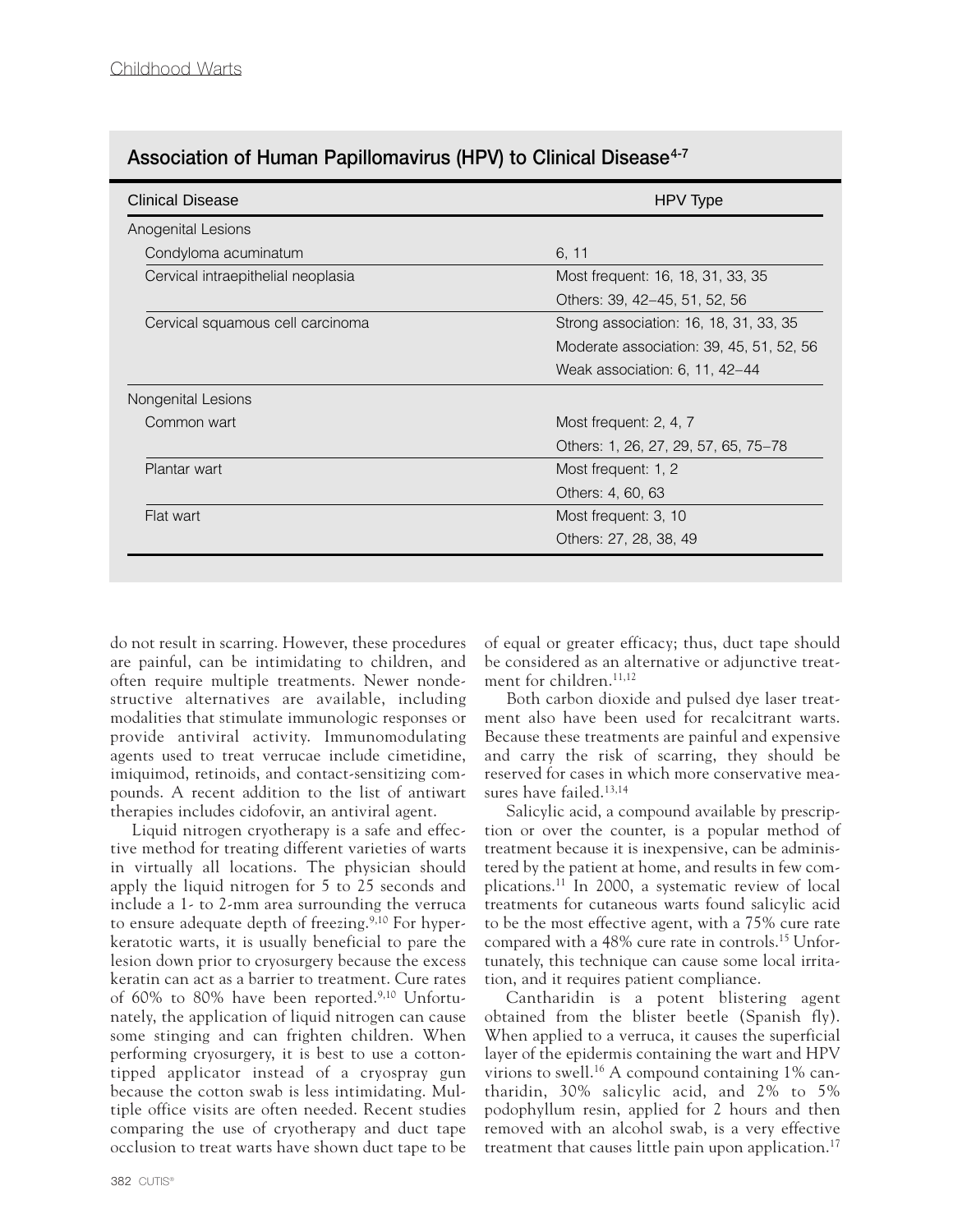**Association of Human Papillomavirus (HPV) to Clinical Disease[4-7]**

| Clinical Disease | HPV Type |
|---|---|
| Anogenital Lesions | |
| Condyloma acuminatum | 6, 11 |
| Cervical intraepithelial neoplasia | Most frequent: 16, 18, 31, 33, 35 |
| | Others: 39, 42–45, 51, 52, 56 |
| Cervical squamous cell carcinoma | Strong association: 16, 18, 31, 33, 35 |
| | Moderate association: 39, 45, 51, 52, 56 |
| | Weak association: 6, 11, 42–44 |
| Nongenital Lesions | |
| Common wart | Most frequent: 2, 4, 7 |
| | Others: 1, 26, 27, 29, 57, 65, 75–78 |
| Plantar wart | Most frequent: 1, 2 |
| | Others: 4, 60, 63 |
| Flat wart | Most frequent: 3, 10 |
| | Others: 27, 28, 38, 49 |

do not result in scarring. However, these procedures are painful, can be intimidating to children, and often require multiple treatments. Newer nondestructive alternatives are available, including modalities that stimulate immunologic responses or provide antiviral activity. Immunomodulating agents used to treat verrucae include cimetidine, imiquimod, retinoids, and contact-sensitizing compounds. A recent addition to the list of antiwart therapies includes cidofovir, an antiviral agent.

Liquid nitrogen cryotherapy is a safe and effective method for treating different varieties of warts in virtually all locations. The physician should apply the liquid nitrogen for 5 to 25 seconds and include a 1- to 2-mm area surrounding the verruca to ensure adequate depth of freezing.[9,10] For hyperkeratotic warts, it is usually beneficial to pare the lesion down prior to cryosurgery because the excess keratin can act as a barrier to treatment. Cure rates of 60% to 80% have been reported.[9,10] Unfortunately, the application of liquid nitrogen can cause some stinging and can frighten children. When performing cryosurgery, it is best to use a cotton-tipped applicator instead of a cryospray gun because the cotton swab is less intimidating. Multiple office visits are often needed. Recent studies comparing the use of cryotherapy and duct tape occlusion to treat warts have shown duct tape to be of equal or greater efficacy; thus, duct tape should be considered as an alternative or adjunctive treatment for children.[11,12]

Both carbon dioxide and pulsed dye laser treatment also have been used for recalcitrant warts. Because these treatments are painful and expensive and carry the risk of scarring, they should be reserved for cases in which more conservative measures have failed.[13,14]

Salicylic acid, a compound available by prescription or over the counter, is a popular method of treatment because it is inexpensive, can be administered by the patient at home, and results in few complications.[11] In 2000, a systematic review of local treatments for cutaneous warts found salicylic acid to be the most effective agent, with a 75% cure rate compared with a 48% cure rate in controls.[15] Unfortunately, this technique can cause some local irritation, and it requires patient compliance.

Cantharidin is a potent blistering agent obtained from the blister beetle (Spanish fly). When applied to a verruca, it causes the superficial layer of the epidermis containing the wart and HPV virions to swell.[16] A compound containing 1% cantharidin, 30% salicylic acid, and 2% to 5% podophyllum resin, applied for 2 hours and then removed with an alcohol swab, is a very effective treatment that causes little pain upon application.[17]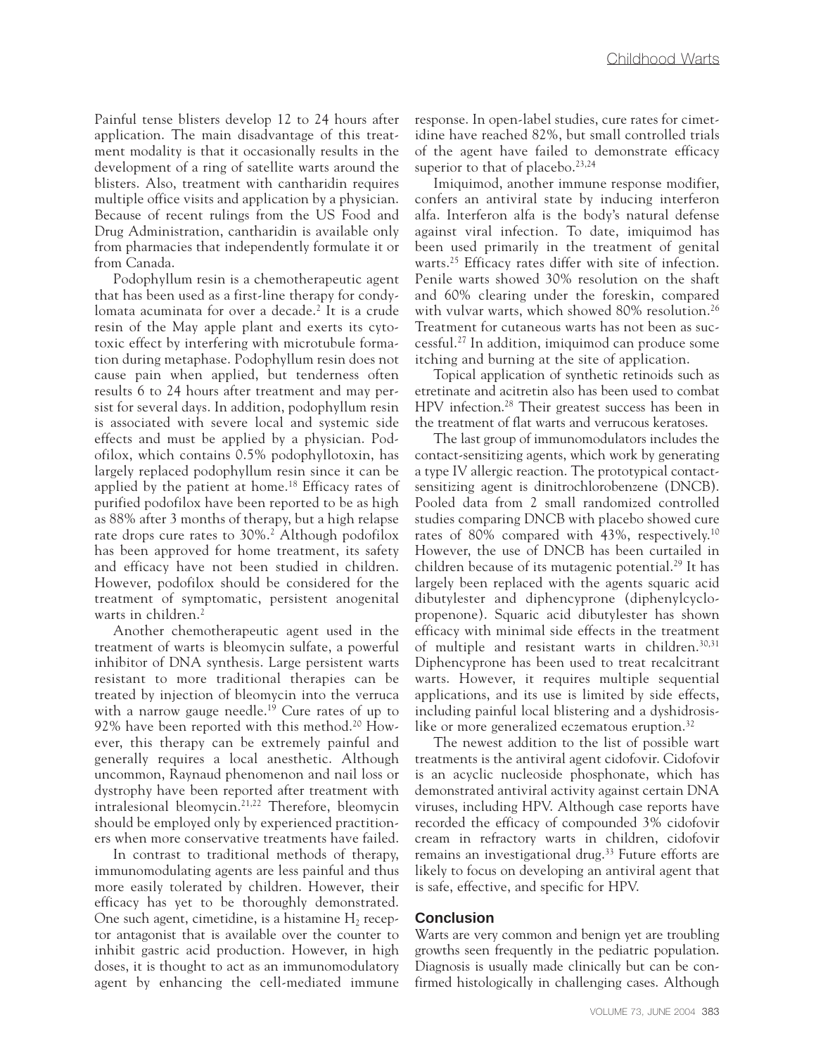Painful tense blisters develop 12 to 24 hours after application. The main disadvantage of this treatment modality is that it occasionally results in the development of a ring of satellite warts around the blisters. Also, treatment with cantharidin requires multiple office visits and application by a physician. Because of recent rulings from the US Food and Drug Administration, cantharidin is available only from pharmacies that independently formulate it or from Canada.

Podophyllum resin is a chemotherapeutic agent that has been used as a first-line therapy for condylomata acuminata for over a decade.[2] It is a crude resin of the May apple plant and exerts its cytotoxic effect by interfering with microtubule formation during metaphase. Podophyllum resin does not cause pain when applied, but tenderness often results 6 to 24 hours after treatment and may persist for several days. In addition, podophyllum resin is associated with severe local and systemic side effects and must be applied by a physician. Podofilox, which contains 0.5% podophyllotoxin, has largely replaced podophyllum resin since it can be applied by the patient at home.[18] Efficacy rates of purified podofilox have been reported to be as high as 88% after 3 months of therapy, but a high relapse rate drops cure rates to 30%.[2] Although podofilox has been approved for home treatment, its safety and efficacy have not been studied in children. However, podofilox should be considered for the treatment of symptomatic, persistent anogenital warts in children.[2]

Another chemotherapeutic agent used in the treatment of warts is bleomycin sulfate, a powerful inhibitor of DNA synthesis. Large persistent warts resistant to more traditional therapies can be treated by injection of bleomycin into the verruca with a narrow gauge needle.[19] Cure rates of up to 92% have been reported with this method.[20] However, this therapy can be extremely painful and generally requires a local anesthetic. Although uncommon, Raynaud phenomenon and nail loss or dystrophy have been reported after treatment with intralesional bleomycin.[21,22] Therefore, bleomycin should be employed only by experienced practitioners when more conservative treatments have failed.

In contrast to traditional methods of therapy, immunomodulating agents are less painful and thus more easily tolerated by children. However, their efficacy has yet to be thoroughly demonstrated. One such agent, cimetidine, is a histamine $H_2$ receptor antagonist that is available over the counter to inhibit gastric acid production. However, in high doses, it is thought to act as an immunomodulatory agent by enhancing the cell-mediated immune response. In open-label studies, cure rates for cimetidine have reached 82%, but small controlled trials of the agent have failed to demonstrate efficacy superior to that of placebo.[23,24]

Imiquimod, another immune response modifier, confers an antiviral state by inducing interferon alfa. Interferon alfa is the body's natural defense against viral infection. To date, imiquimod has been used primarily in the treatment of genital warts.[25] Efficacy rates differ with site of infection. Penile warts showed 30% resolution on the shaft and 60% clearing under the foreskin, compared with vulvar warts, which showed 80% resolution.[26] Treatment for cutaneous warts has not been as successful.[27] In addition, imiquimod can produce some itching and burning at the site of application.

Topical application of synthetic retinoids such as etretinate and acitretin also has been used to combat HPV infection.[28] Their greatest success has been in the treatment of flat warts and verrucous keratoses.

The last group of immunomodulators includes the contact-sensitizing agents, which work by generating a type IV allergic reaction. The prototypical contact-sensitizing agent is dinitrochlorobenzene (DNCB). Pooled data from 2 small randomized controlled studies comparing DNCB with placebo showed cure rates of 80% compared with 43%, respectively.[10] However, the use of DNCB has been curtailed in children because of its mutagenic potential.[29] It has largely been replaced with the agents squaric acid dibutylester and diphencyprone (diphenylcyclopropenone). Squaric acid dibutylester has shown efficacy with minimal side effects in the treatment of multiple and resistant warts in children.[30,31] Diphencyprone has been used to treat recalcitrant warts. However, it requires multiple sequential applications, and its use is limited by side effects, including painful local blistering and a dyshidrosis-like or more generalized eczematous eruption.[32]

The newest addition to the list of possible wart treatments is the antiviral agent cidofovir. Cidofovir is an acyclic nucleoside phosphonate, which has demonstrated antiviral activity against certain DNA viruses, including HPV. Although case reports have recorded the efficacy of compounded 3% cidofovir cream in refractory warts in children, cidofovir remains an investigational drug.[33] Future efforts are likely to focus on developing an antiviral agent that is safe, effective, and specific for HPV.

## Conclusion

Warts are very common and benign yet are troubling growths seen frequently in the pediatric population. Diagnosis is usually made clinically but can be confirmed histologically in challenging cases. Although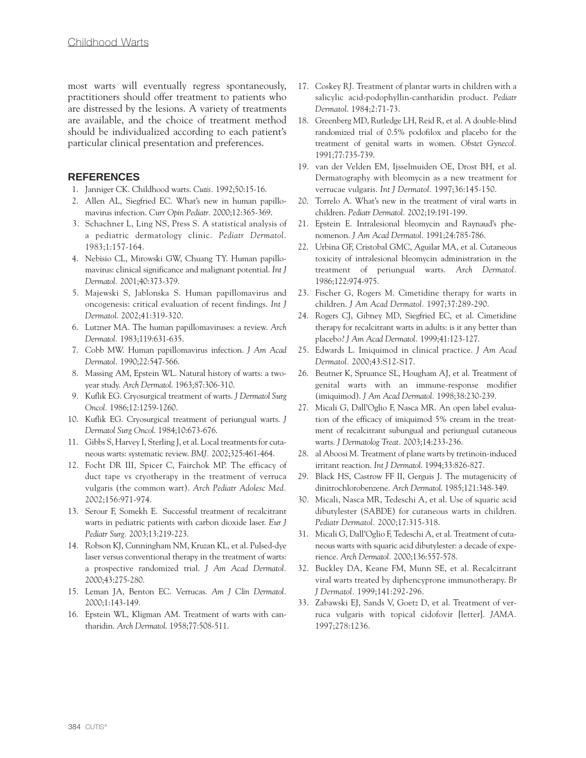most warts will eventually regress spontaneously, practitioners should offer treatment to patients who are distressed by the lesions. A variety of treatments are available, and the choice of treatment method should be individualized according to each patient's particular clinical presentation and preferences.

## REFERENCES

1. Janniger CK. Childhood warts. *Cutis.* 1992;50:15-16.
2. Allen AL, Siegfried EC. What's new in human papillomavirus infection. *Curr Opin Pediatr.* 2000;12:365-369.
3. Schachner L, Ling NS, Press S. A statistical analysis of a pediatric dermatology clinic. *Pediatr Dermatol.* 1983;1:157-164.
4. Nebisio CL, Mirowski GW, Chuang TY. Human papillomavirus: clinical significance and malignant potential. *Int J Dermatol.* 2001;40:373-379.
5. Majewski S, Jablonska S. Human papillomavirus and oncogenesis: critical evaluation of recent findings. *Int J Dermatol.* 2002;41:319-320.
6. Lutzner MA. The human papillomaviruses: a review. *Arch Dermatol.* 1983;119:631-635.
7. Cobb MW. Human papillomavirus infection. *J Am Acad Dermatol.* 1990;22:547-566.
8. Massing AM, Epstein WL. Natural history of warts: a two-year study. *Arch Dermatol.* 1963;87:306-310.
9. Kuflik EG. Cryosurgical treatment of warts. *J Dermatol Surg Oncol.* 1986;12:1259-1260.
10. Kuflik EG. Cryosurgical treatment of periungual warts. *J Dermatol Surg Oncol.* 1984;10:673-676.
11. Gibbs S, Harvey I, Sterling J, et al. Local treatments for cutaneous warts: systematic review. *BMJ.* 2002;325:461-464.
12. Focht DR III, Spicer C, Fairchok MP. The efficacy of duct tape vs cryotherapy in the treatment of verruca vulgaris (the common wart). *Arch Pediatr Adolesc Med.* 2002;156:971-974.
13. Serour F, Somekh E. Successful treatment of recalcitrant warts in pediatric patients with carbon dioxide laser. *Eur J Pediatr Surg.* 2003;13:219-223.
14. Robson KJ, Cunningham NM, Kruzan KL, et al. Pulsed-dye laser versus conventional therapy in the treatment of warts: a prospective randomized trial. *J Am Acad Dermatol.* 2000;43:275-280.
15. Leman JA, Benton EC. Verrucas. *Am J Clin Dermatol.* 2000;1:143-149.
16. Epstein WL, Kligman AM. Treatment of warts with cantharidin. *Arch Dermatol.* 1958;77:508-511.
17. Coskey RJ. Treatment of plantar warts in children with a salicylic acid-podophyllin-cantharidin product. *Pediatr Dermatol.* 1984;2:71-73.
18. Greenberg MD, Rutledge LH, Reid R, et al. A double-blind randomized trial of 0.5% podofilox and placebo for the treatment of genital warts in women. *Obstet Gynecol.* 1991;77:735-739.
19. van der Velden EM, Ijsselmuiden OE, Drost BH, et al. Dermatography with bleomycin as a new treatment for verrucae vulgaris. *Int J Dermatol.* 1997;36:145-150.
20. Torrelo A. What's new in the treatment of viral warts in children. *Pediatr Dermatol.* 2002;19:191-199.
21. Epstein E. Intralesional bleomycin and Raynaud's phenomenon. *J Am Acad Dermatol.* 1991;24:785-786.
22. Urbina GF, Cristobal GMC, Aguilar MA, et al. Cutaneous toxicity of intralesional bleomycin administration in the treatment of periungual warts. *Arch Dermatol.* 1986;122:974-975.
23. Fischer G, Rogers M. Cimetidine therapy for warts in children. *J Am Acad Dermatol.* 1997;37:289-290.
24. Rogers CJ, Gibney MD, Siegfried EC, et al. Cimetidine therapy for recalcitrant warts in adults: is it any better than placebo? *J Am Acad Dermatol.* 1999;41:123-127.
25. Edwards L. Imiquimod in clinical practice. *J Am Acad Dermatol.* 2000;43:S12-S17.
26. Beutner K, Spruance SL, Hougham AJ, et al. Treatment of genital warts with an immune-response modifier (imiquimod). *J Am Acad Dermatol.* 1998;38:230-239.
27. Micali G, Dall'Oglio F, Nasca MR. An open label evaluation of the efficacy of imiquimod 5% cream in the treatment of recalcitrant subungual and periungual cutaneous warts. *J Dermatolog Treat.* 2003;14:233-236.
28. al Aboosi M. Treatment of plane warts by tretinoin-induced irritant reaction. *Int J Dermatol.* 1994;33:826-827.
29. Black HS, Castrow FF II, Gerguis J. The mutagenicity of dinitrochlorobenzene. *Arch Dermatol.* 1985;121:348-349.
30. Micali, Nasca MR, Tedeschi A, et al. Use of squaric acid dibutylester (SABDE) for cutaneous warts in children. *Pediatr Dermatol.* 2000;17:315-318.
31. Micali G, Dall'Oglio F, Tedeschi A, et al. Treatment of cutaneous warts with squaric acid dibutylester: a decade of experience. *Arch Dermatol.* 2000;136:557-578.
32. Buckley DA, Keane FM, Munn SE, et al. Recalcitrant viral warts treated by diphencyprone immunotherapy. *Br J Dermatol.* 1999;141:292-296.
33. Zabawski EJ, Sands V, Goetz D, et al. Treatment of verruca vulgaris with topical cidofovir [letter]. *JAMA.* 1997;278:1236.